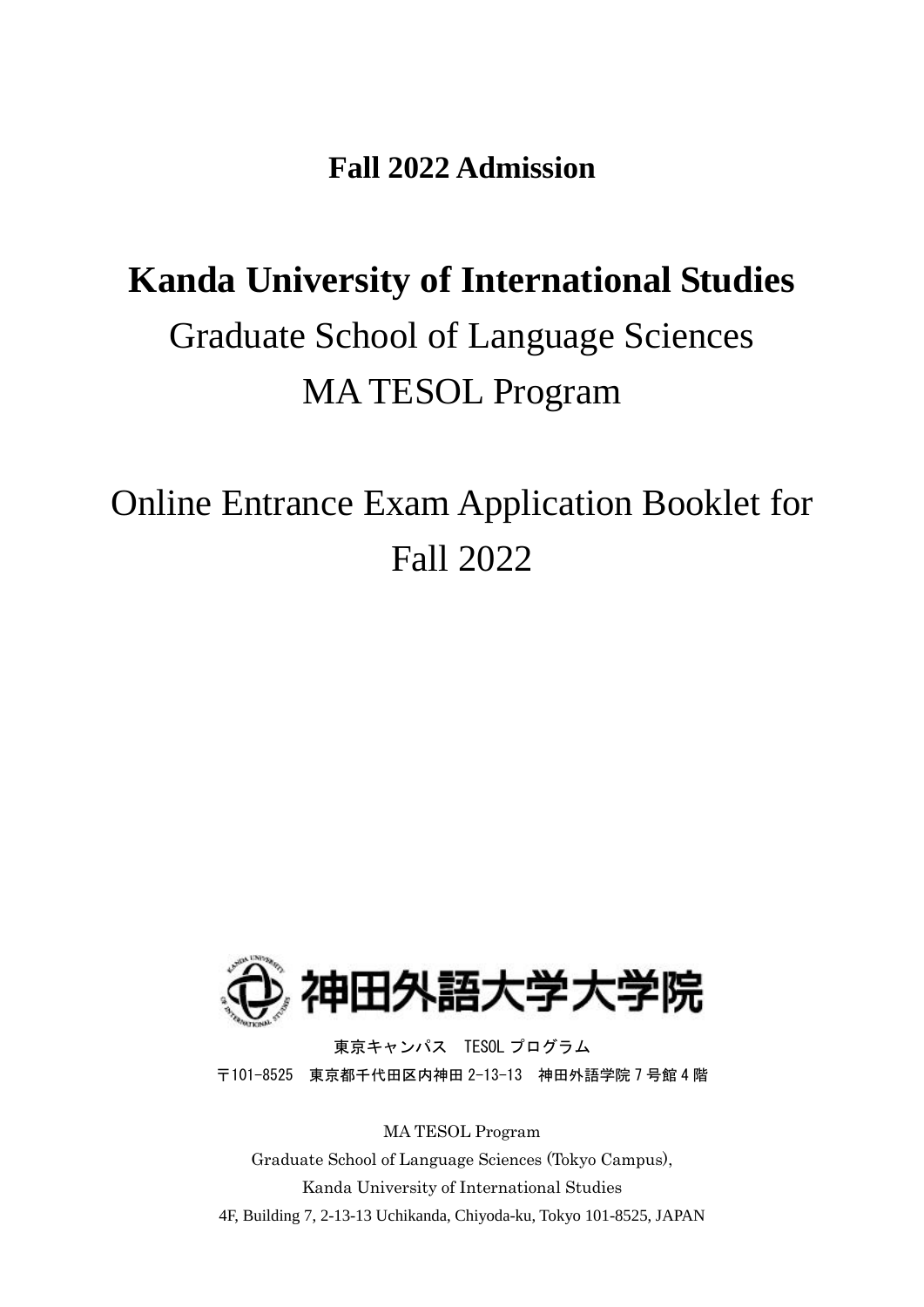**Fall 2022 Admission**

# Kanda University of International Studies

## Graduate School of Language Sciences

## MA TESOL Program

## Online Entrance Exam Application Booklet for Fall 2022

神田外語大学大学院

東京キャンパス　TESOL プログラム

〒101-8525　東京都千代田区内神田 2-13-13　神田外語学院 7 号館 4 階

MA TESOL Program

Graduate School of Language Sciences (Tokyo Campus),

Kanda University of International Studies

4F, Building 7, 2-13-13 Uchikanda, Chiyoda-ku, Tokyo 101-8525, JAPAN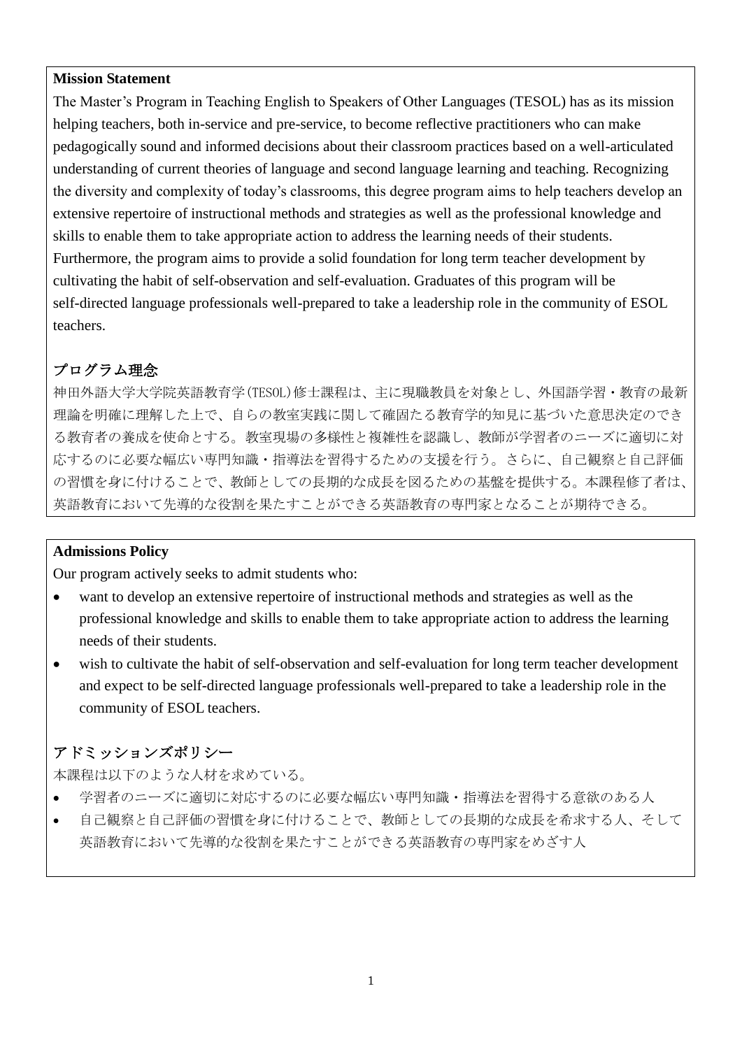## Mission Statement

The Master's Program in Teaching English to Speakers of Other Languages (TESOL) has as its mission helping teachers, both in-service and pre-service, to become reflective practitioners who can make pedagogically sound and informed decisions about their classroom practices based on a well-articulated understanding of current theories of language and second language learning and teaching. Recognizing the diversity and complexity of today's classrooms, this degree program aims to help teachers develop an extensive repertoire of instructional methods and strategies as well as the professional knowledge and skills to enable them to take appropriate action to address the learning needs of their students. Furthermore, the program aims to provide a solid foundation for long term teacher development by cultivating the habit of self-observation and self-evaluation. Graduates of this program will be self-directed language professionals well-prepared to take a leadership role in the community of ESOL teachers.

## プログラム理念

神田外語大学大学院英語教育学(TESOL)修士課程は、主に現職教員を対象とし、外国語学習・教育の最新理論を明確に理解した上で、自らの教室実践に関して確固たる教育学的知見に基づいた意思決定のできる教育者の養成を使命とする。教室現場の多様性と複雑性を認識し、教師が学習者のニーズに適切に対応するのに必要な幅広い専門知識・指導法を習得するための支援を行う。さらに、自己観察と自己評価の習慣を身に付けることで、教師としての長期的な成長を図るための基盤を提供する。本課程修了者は、英語教育において先導的な役割を果たすことができる英語教育の専門家となることが期待できる。

## Admissions Policy

Our program actively seeks to admit students who:

- want to develop an extensive repertoire of instructional methods and strategies as well as the professional knowledge and skills to enable them to take appropriate action to address the learning needs of their students.
- wish to cultivate the habit of self-observation and self-evaluation for long term teacher development and expect to be self-directed language professionals well-prepared to take a leadership role in the community of ESOL teachers.

## アドミッションズポリシー

本課程は以下のような人材を求めている。

- 学習者のニーズに適切に対応するのに必要な幅広い専門知識・指導法を習得する意欲のある人
- 自己観察と自己評価の習慣を身に付けることで、教師としての長期的な成長を希求する人、そして英語教育において先導的な役割を果たすことができる英語教育の専門家をめざす人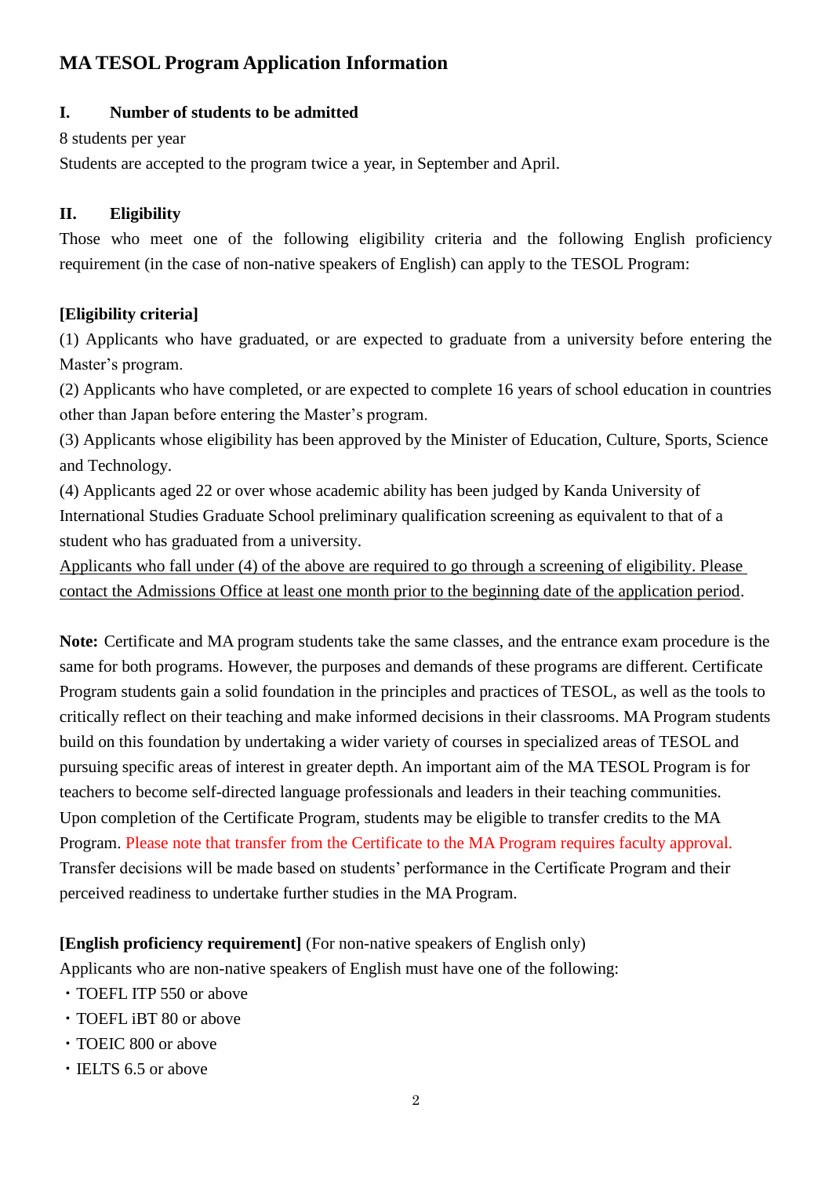## MA TESOL Program Application Information

### I. Number of students to be admitted

8 students per year

Students are accepted to the program twice a year, in September and April.

### II. Eligibility

Those who meet one of the following eligibility criteria and the following English proficiency requirement (in the case of non-native speakers of English) can apply to the TESOL Program:

**[Eligibility criteria]**

(1) Applicants who have graduated, or are expected to graduate from a university before entering the Master's program.

(2) Applicants who have completed, or are expected to complete 16 years of school education in countries other than Japan before entering the Master's program.

(3) Applicants whose eligibility has been approved by the Minister of Education, Culture, Sports, Science and Technology.

(4) Applicants aged 22 or over whose academic ability has been judged by Kanda University of International Studies Graduate School preliminary qualification screening as equivalent to that of a student who has graduated from a university.

<u>Applicants who fall under (4) of the above are required to go through a screening of eligibility. Please contact the Admissions Office at least one month prior to the beginning date of the application period</u>.

**Note:** Certificate and MA program students take the same classes, and the entrance exam procedure is the same for both programs. However, the purposes and demands of these programs are different. Certificate Program students gain a solid foundation in the principles and practices of TESOL, as well as the tools to critically reflect on their teaching and make informed decisions in their classrooms. MA Program students build on this foundation by undertaking a wider variety of courses in specialized areas of TESOL and pursuing specific areas of interest in greater depth. An important aim of the MA TESOL Program is for teachers to become self-directed language professionals and leaders in their teaching communities. Upon completion of the Certificate Program, students may be eligible to transfer credits to the MA Program. Please note that transfer from the Certificate to the MA Program requires faculty approval. Transfer decisions will be made based on students' performance in the Certificate Program and their perceived readiness to undertake further studies in the MA Program.

**[English proficiency requirement]** (For non-native speakers of English only)

Applicants who are non-native speakers of English must have one of the following:

- TOEFL ITP 550 or above
- TOEFL iBT 80 or above
- TOEIC 800 or above
- IELTS 6.5 or above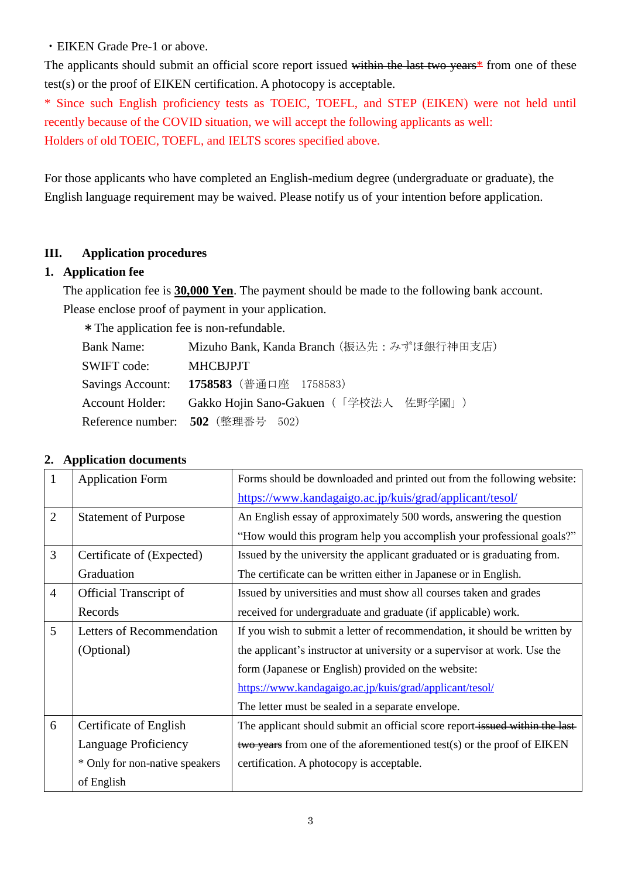・EIKEN Grade Pre-1 or above.

The applicants should submit an official score report issued ~~within the last two years~~* from one of these test(s) or the proof of EIKEN certification. A photocopy is acceptable.

* Since such English proficiency tests as TOEIC, TOEFL, and STEP (EIKEN) were not held until recently because of the COVID situation, we will accept the following applicants as well: Holders of old TOEIC, TOEFL, and IELTS scores specified above.

For those applicants who have completed an English-medium degree (undergraduate or graduate), the English language requirement may be waived. Please notify us of your intention before application.

## III. Application procedures

### 1. Application fee

The application fee is **30,000 Yen**. The payment should be made to the following bank account. Please enclose proof of payment in your application.

＊The application fee is non-refundable.

Bank Name: Mizuho Bank, Kanda Branch（振込先：みずほ銀行神田支店）

SWIFT code: MHCBJPJT

Savings Account: **1758583**（普通口座　1758583）

Account Holder: Gakko Hojin Sano-Gakuen（「学校法人　佐野学園」）

Reference number: **502**（整理番号　502）

### 2. Application documents

| | | |
|---|---|---|
| 1 | Application Form | Forms should be downloaded and printed out from the following website: https://www.kandagaigo.ac.jp/kuis/grad/applicant/tesol/ |
| 2 | Statement of Purpose | An English essay of approximately 500 words, answering the question "How would this program help you accomplish your professional goals?" |
| 3 | Certificate of (Expected) Graduation | Issued by the university the applicant graduated or is graduating from. The certificate can be written either in Japanese or in English. |
| 4 | Official Transcript of Records | Issued by universities and must show all courses taken and grades received for undergraduate and graduate (if applicable) work. |
| 5 | Letters of Recommendation (Optional) | If you wish to submit a letter of recommendation, it should be written by the applicant's instructor at university or a supervisor at work. Use the form (Japanese or English) provided on the website: https://www.kandagaigo.ac.jp/kuis/grad/applicant/tesol/ The letter must be sealed in a separate envelope. |
| 6 | Certificate of English Language Proficiency * Only for non-native speakers of English | The applicant should submit an official score report ~~issued within the last two years~~ from one of the aforementioned test(s) or the proof of EIKEN certification. A photocopy is acceptable. |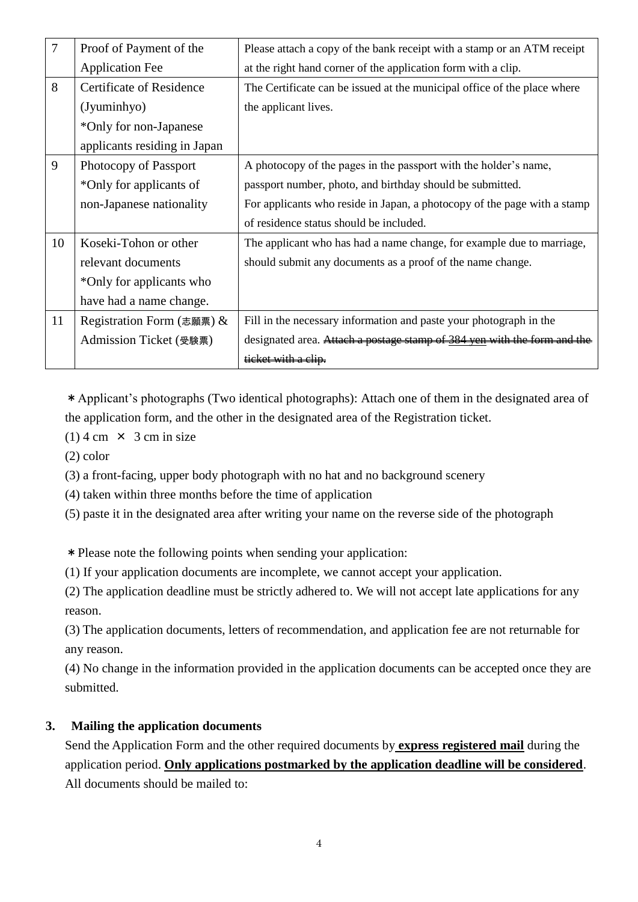| 7 | Proof of Payment of the Application Fee | Please attach a copy of the bank receipt with a stamp or an ATM receipt at the right hand corner of the application form with a clip. |
|---|---|---|
| 8 | Certificate of Residence (Jyuminhyo) *Only for non-Japanese applicants residing in Japan | The Certificate can be issued at the municipal office of the place where the applicant lives. |
| 9 | Photocopy of Passport *Only for applicants of non-Japanese nationality | A photocopy of the pages in the passport with the holder's name, passport number, photo, and birthday should be submitted. For applicants who reside in Japan, a photocopy of the page with a stamp of residence status should be included. |
| 10 | Koseki-Tohon or other relevant documents *Only for applicants who have had a name change. | The applicant who has had a name change, for example due to marriage, should submit any documents as a proof of the name change. |
| 11 | Registration Form (志願票) & Admission Ticket (受験票) | Fill in the necessary information and paste your photograph in the designated area. ~~Attach a postage stamp of 384 yen with the form and the ticket with a clip.~~ |

＊Applicant's photographs (Two identical photographs): Attach one of them in the designated area of the application form, and the other in the designated area of the Registration ticket.

(1) 4 cm × 3 cm in size

(2) color

(3) a front-facing, upper body photograph with no hat and no background scenery

(4) taken within three months before the time of application

(5) paste it in the designated area after writing your name on the reverse side of the photograph

＊Please note the following points when sending your application:

(1) If your application documents are incomplete, we cannot accept your application.

(2) The application deadline must be strictly adhered to. We will not accept late applications for any reason.

(3) The application documents, letters of recommendation, and application fee are not returnable for any reason.

(4) No change in the information provided in the application documents can be accepted once they are submitted.

## 3. Mailing the application documents

Send the Application Form and the other required documents by **express registered mail** during the application period. **Only applications postmarked by the application deadline will be considered**. All documents should be mailed to: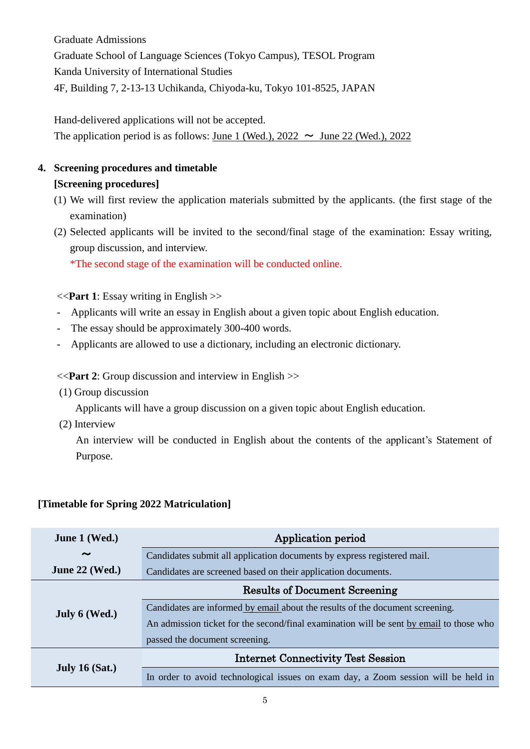Graduate Admissions
Graduate School of Language Sciences (Tokyo Campus), TESOL Program
Kanda University of International Studies
4F, Building 7, 2-13-13 Uchikanda, Chiyoda-ku, Tokyo 101-8525, JAPAN

Hand-delivered applications will not be accepted.
The application period is as follows: June 1 (Wed.), 2022 〜 June 22 (Wed.), 2022

## 4. Screening procedures and timetable

**[Screening procedures]**

(1) We will first review the application materials submitted by the applicants. (the first stage of the examination)

(2) Selected applicants will be invited to the second/final stage of the examination: Essay writing, group discussion, and interview.
*The second stage of the examination will be conducted online.

<<**Part 1**: Essay writing in English >>

- Applicants will write an essay in English about a given topic about English education.
- The essay should be approximately 300-400 words.
- Applicants are allowed to use a dictionary, including an electronic dictionary.

<<**Part 2**: Group discussion and interview in English >>

(1) Group discussion
Applicants will have a group discussion on a given topic about English education.

(2) Interview
An interview will be conducted in English about the contents of the applicant's Statement of Purpose.

**[Timetable for Spring 2022 Matriculation]**

| Date | Details |
|---|---|
| **June 1 (Wed.) 〜 June 22 (Wed.)** | **Application period**<br>Candidates submit all application documents by express registered mail.<br>Candidates are screened based on their application documents. |
| **July 6 (Wed.)** | **Results of Document Screening**<br>Candidates are informed by email about the results of the document screening.<br>An admission ticket for the second/final examination will be sent by email to those who passed the document screening. |
| **July 16 (Sat.)** | **Internet Connectivity Test Session**<br>In order to avoid technological issues on exam day, a Zoom session will be held in |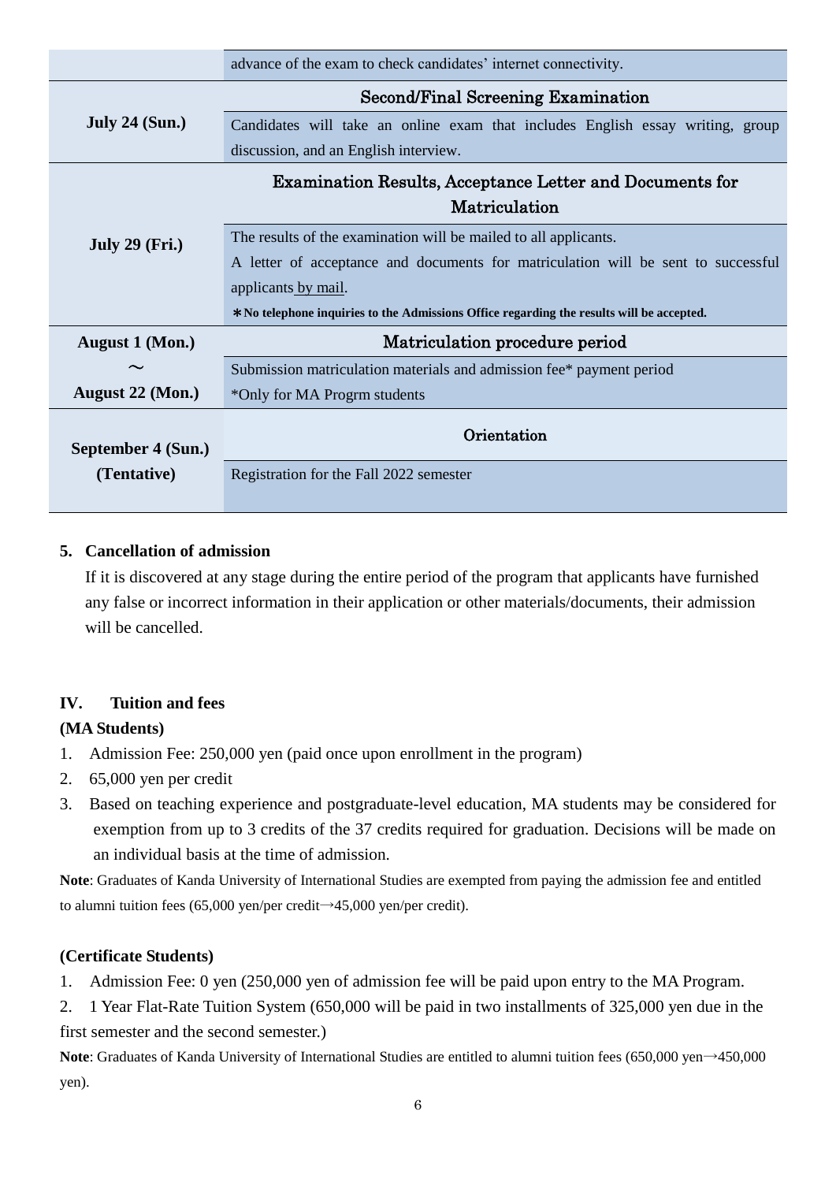| | |
|---|---|
| | advance of the exam to check candidates' internet connectivity. |
| **July 24 (Sun.)** | **Second/Final Screening Examination**<br>Candidates will take an online exam that includes English essay writing, group discussion, and an English interview. |
| **July 29 (Fri.)** | **Examination Results, Acceptance Letter and Documents for Matriculation**<br>The results of the examination will be mailed to all applicants.<br>A letter of acceptance and documents for matriculation will be sent to successful applicants by mail.<br>**＊No telephone inquiries to the Admissions Office regarding the results will be accepted.** |
| **August 1 (Mon.) ～ August 22 (Mon.)** | **Matriculation procedure period**<br>Submission matriculation materials and admission fee* payment period<br>*Only for MA Progrm students |
| **September 4 (Sun.) (Tentative)** | **Orientation**<br>Registration for the Fall 2022 semester |

**5. Cancellation of admission**

If it is discovered at any stage during the entire period of the program that applicants have furnished any false or incorrect information in their application or other materials/documents, their admission will be cancelled.

## IV. Tuition and fees

**(MA Students)**

1. Admission Fee: 250,000 yen (paid once upon enrollment in the program)
2. 65,000 yen per credit
3. Based on teaching experience and postgraduate-level education, MA students may be considered for exemption from up to 3 credits of the 37 credits required for graduation. Decisions will be made on an individual basis at the time of admission.

**Note**: Graduates of Kanda University of International Studies are exempted from paying the admission fee and entitled to alumni tuition fees (65,000 yen/per credit→45,000 yen/per credit).

**(Certificate Students)**

1. Admission Fee: 0 yen (250,000 yen of admission fee will be paid upon entry to the MA Program.
2. 1 Year Flat-Rate Tuition System (650,000 will be paid in two installments of 325,000 yen due in the first semester and the second semester.)

**Note**: Graduates of Kanda University of International Studies are entitled to alumni tuition fees (650,000 yen→450,000 yen).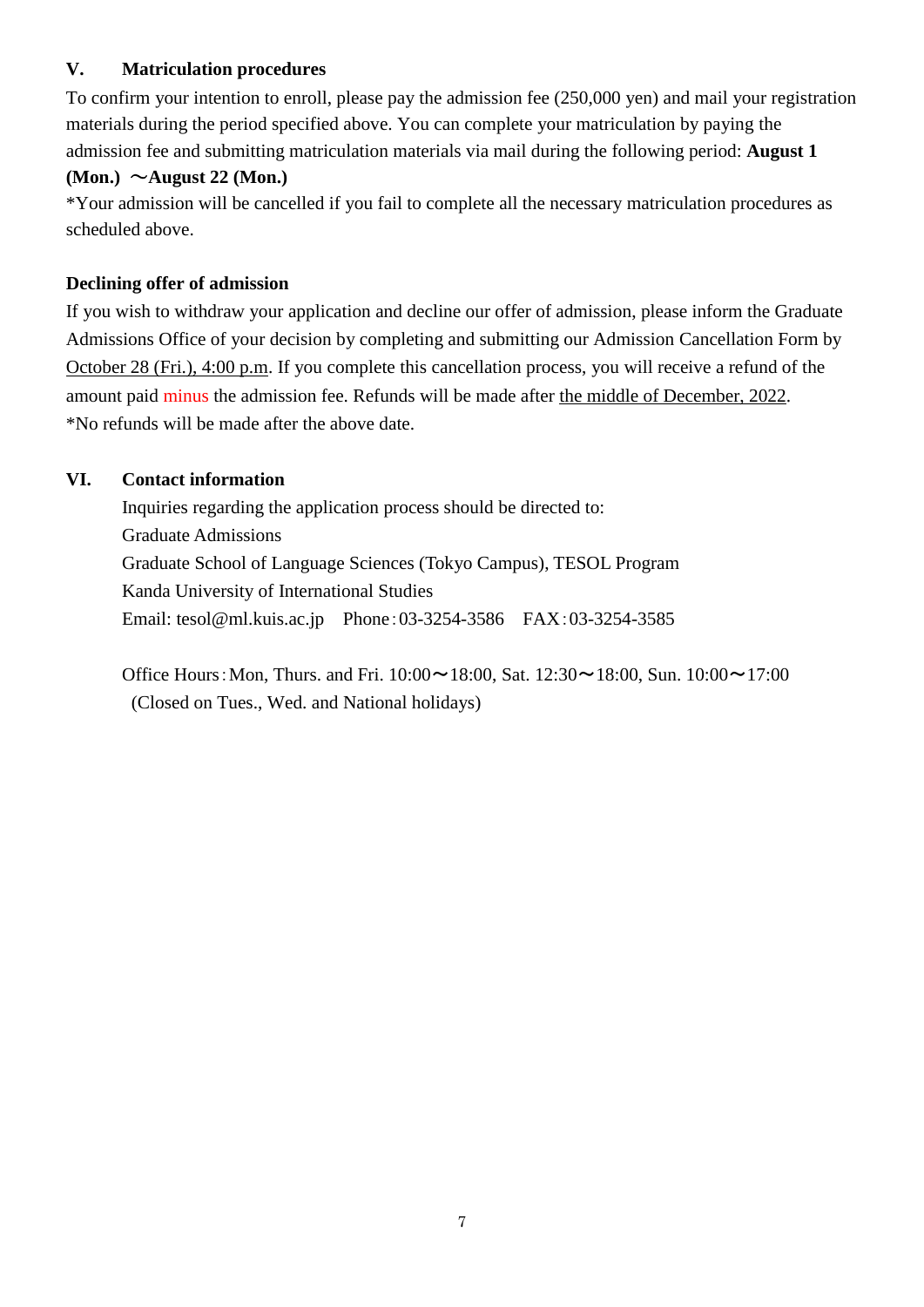## V. Matriculation procedures

To confirm your intention to enroll, please pay the admission fee (250,000 yen) and mail your registration materials during the period specified above. You can complete your matriculation by paying the admission fee and submitting matriculation materials via mail during the following period: **August 1 (Mon.) 〜August 22 (Mon.)**

*Your admission will be cancelled if you fail to complete all the necessary matriculation procedures as scheduled above.

### Declining offer of admission

If you wish to withdraw your application and decline our offer of admission, please inform the Graduate Admissions Office of your decision by completing and submitting our Admission Cancellation Form by October 28 (Fri.), 4:00 p.m. If you complete this cancellation process, you will receive a refund of the amount paid minus the admission fee. Refunds will be made after the middle of December, 2022.

*No refunds will be made after the above date.

## VI. Contact information

Inquiries regarding the application process should be directed to:
Graduate Admissions
Graduate School of Language Sciences (Tokyo Campus), TESOL Program
Kanda University of International Studies
Email: tesol@ml.kuis.ac.jp Phone：03-3254-3586 FAX：03-3254-3585

Office Hours：Mon, Thurs. and Fri. 10:00〜18:00, Sat. 12:30〜18:00, Sun. 10:00〜17:00
(Closed on Tues., Wed. and National holidays)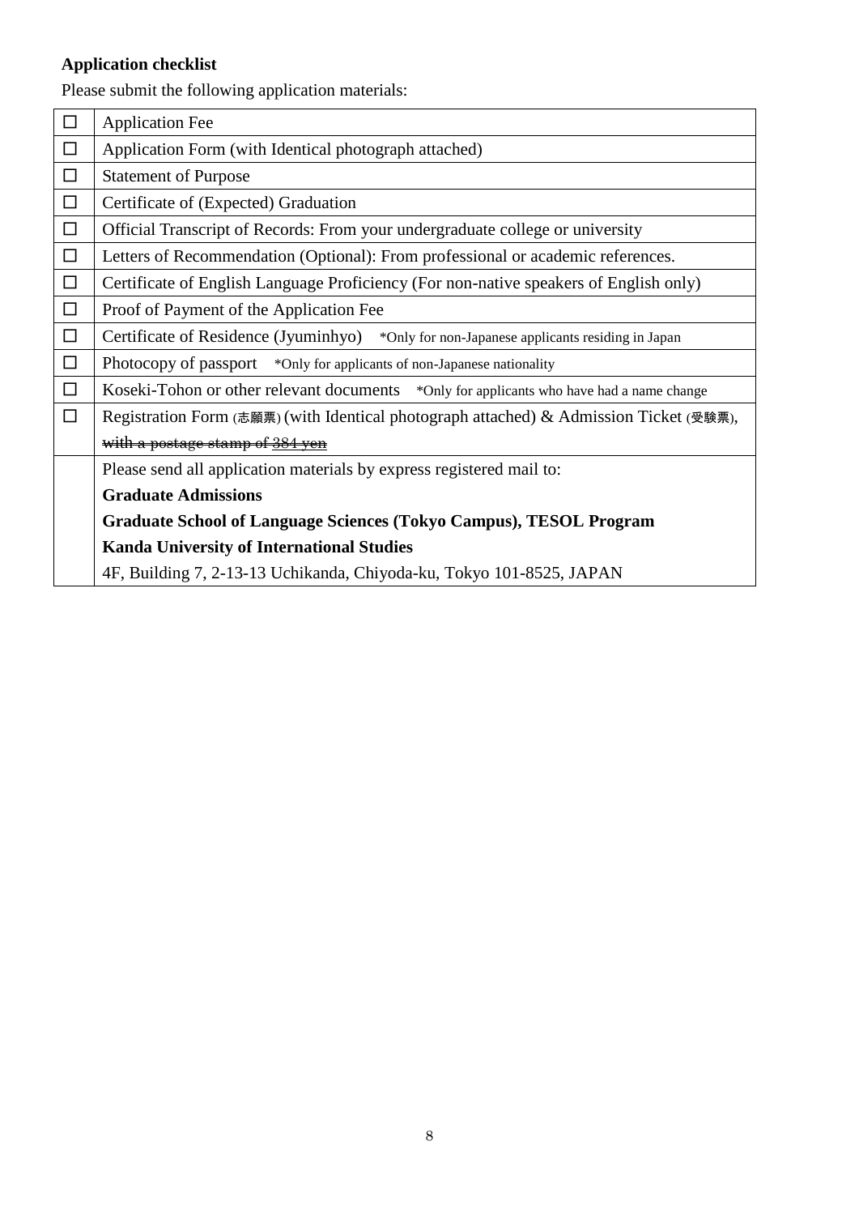**Application checklist**

Please submit the following application materials:

| | |
|---|---|
| ☐ | Application Fee |
| ☐ | Application Form (with Identical photograph attached) |
| ☐ | Statement of Purpose |
| ☐ | Certificate of (Expected) Graduation |
| ☐ | Official Transcript of Records: From your undergraduate college or university |
| ☐ | Letters of Recommendation (Optional): From professional or academic references. |
| ☐ | Certificate of English Language Proficiency (For non-native speakers of English only) |
| ☐ | Proof of Payment of the Application Fee |
| ☐ | Certificate of Residence (Jyuminhyo) *Only for non-Japanese applicants residing in Japan |
| ☐ | Photocopy of passport *Only for applicants of non-Japanese nationality |
| ☐ | Koseki-Tohon or other relevant documents *Only for applicants who have had a name change |
| ☐ | Registration Form (志願票) (with Identical photograph attached) & Admission Ticket (受験票), ~~with a postage stamp of 384 yen~~ |
| | Please send all application materials by express registered mail to:<br>**Graduate Admissions**<br>**Graduate School of Language Sciences (Tokyo Campus), TESOL Program**<br>**Kanda University of International Studies**<br>4F, Building 7, 2-13-13 Uchikanda, Chiyoda-ku, Tokyo 101-8525, JAPAN |